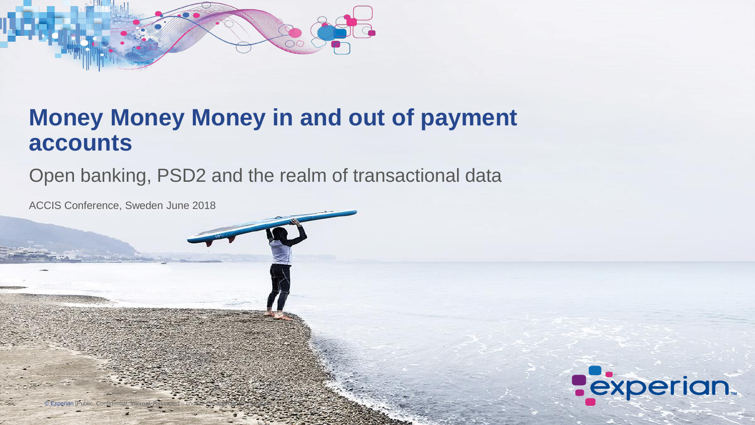# Money Money Money in and out of payment accounts

Open banking, PSD2 and the realm of transactional data

ACCIS Conference, Sweden June 2018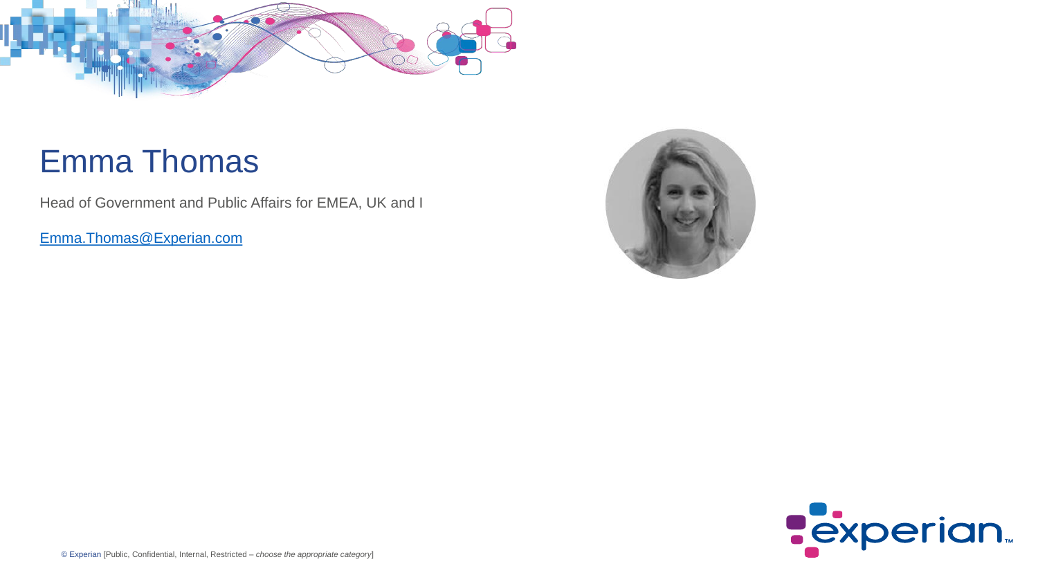# Emma Thomas

Head of Government and Public Affairs for EMEA, UK and I

Emma.Thomas@Experian.com

© Experian [Public, Confidential, Internal, Restricted – *choose the appropriate category*]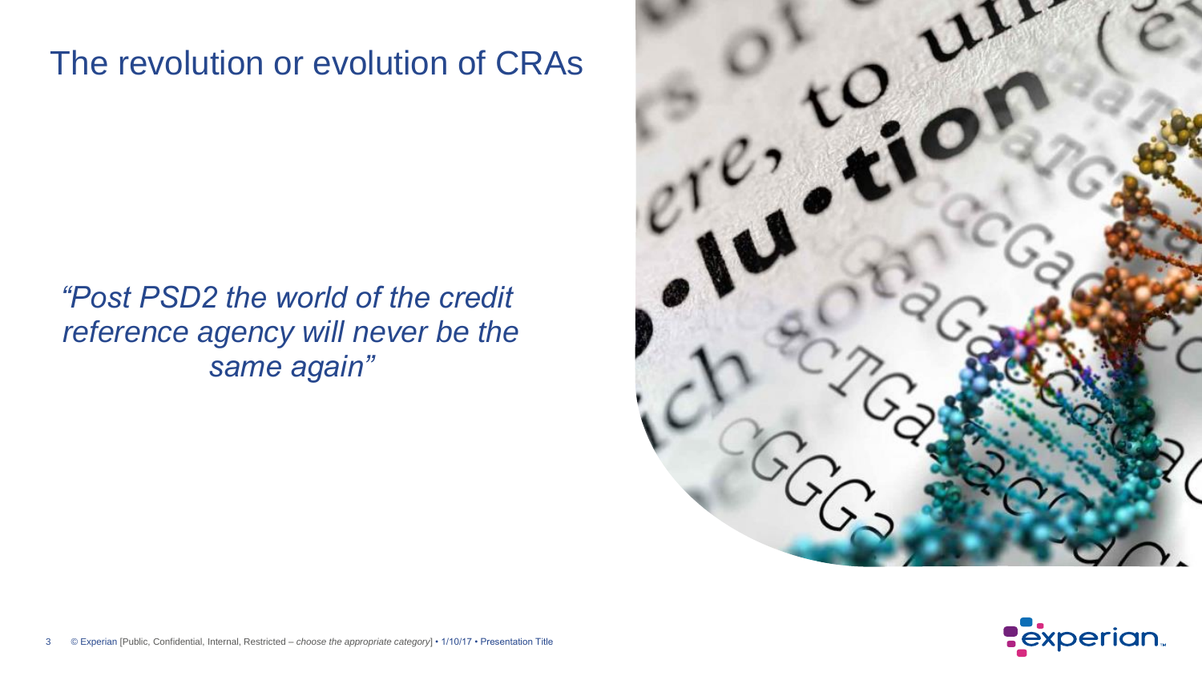# The revolution or evolution of CRAs

*"Post PSD2 the world of the credit reference agency will never be the same again"*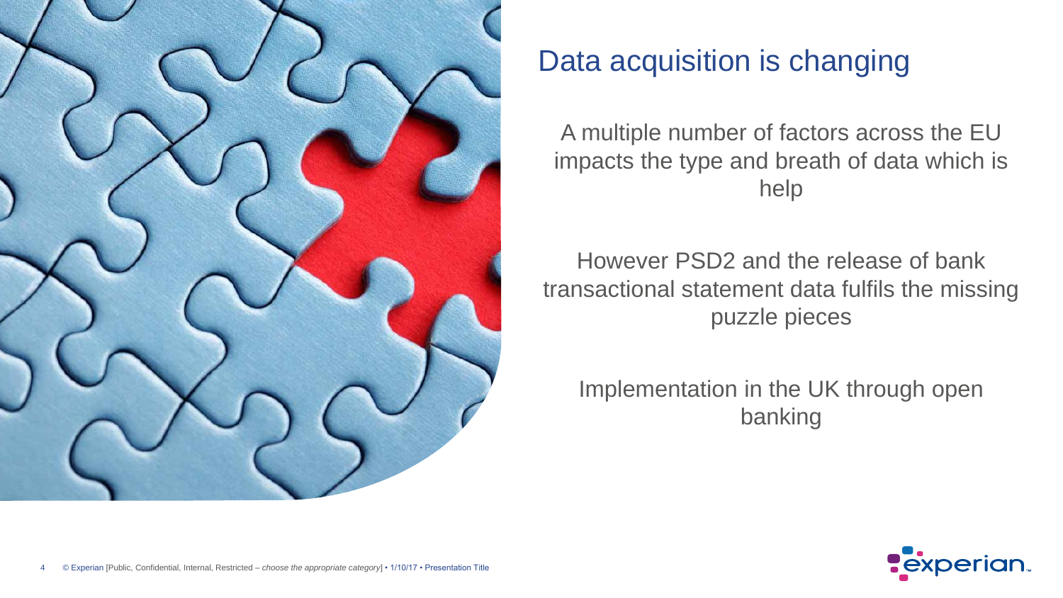# Data acquisition is changing

A multiple number of factors across the EU impacts the type and breath of data which is help

However PSD2 and the release of bank transactional statement data fulfils the missing puzzle pieces

Implementation in the UK through open banking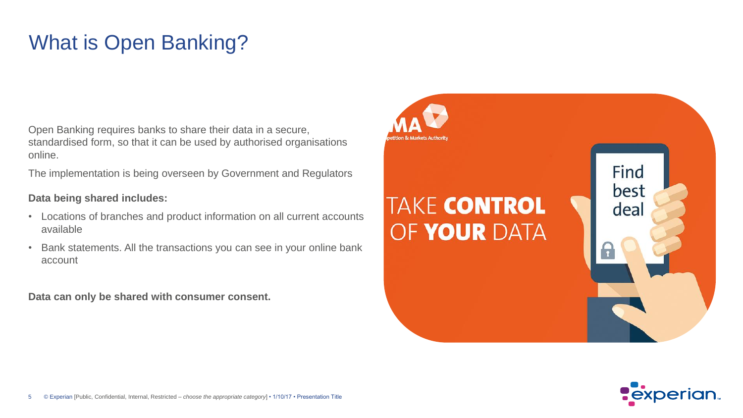# What is Open Banking?

Open Banking requires banks to share their data in a secure, standardised form, so that it can be used by authorised organisations online.

The implementation is being overseen by Government and Regulators

**Data being shared includes:**

- Locations of branches and product information on all current accounts available
- Bank statements. All the transactions you can see in your online bank account

**Data can only be shared with consumer consent.**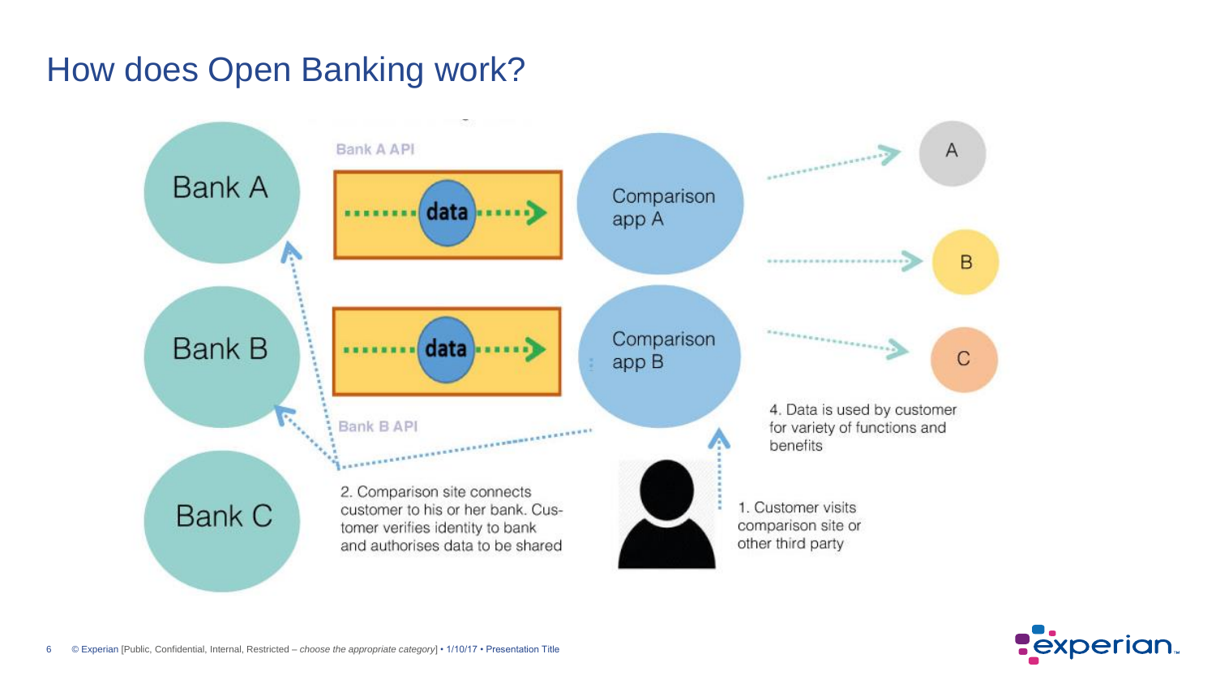# How does Open Banking work?

Bank A

Bank B

Bank C

Bank A API

data

Bank B API

data

Comparison app A

Comparison app B

A

B

C

2. Comparison site connects customer to his or her bank. Customer verifies identity to bank and authorises data to be shared

1. Customer visits comparison site or other third party

4. Data is used by customer for variety of functions and benefits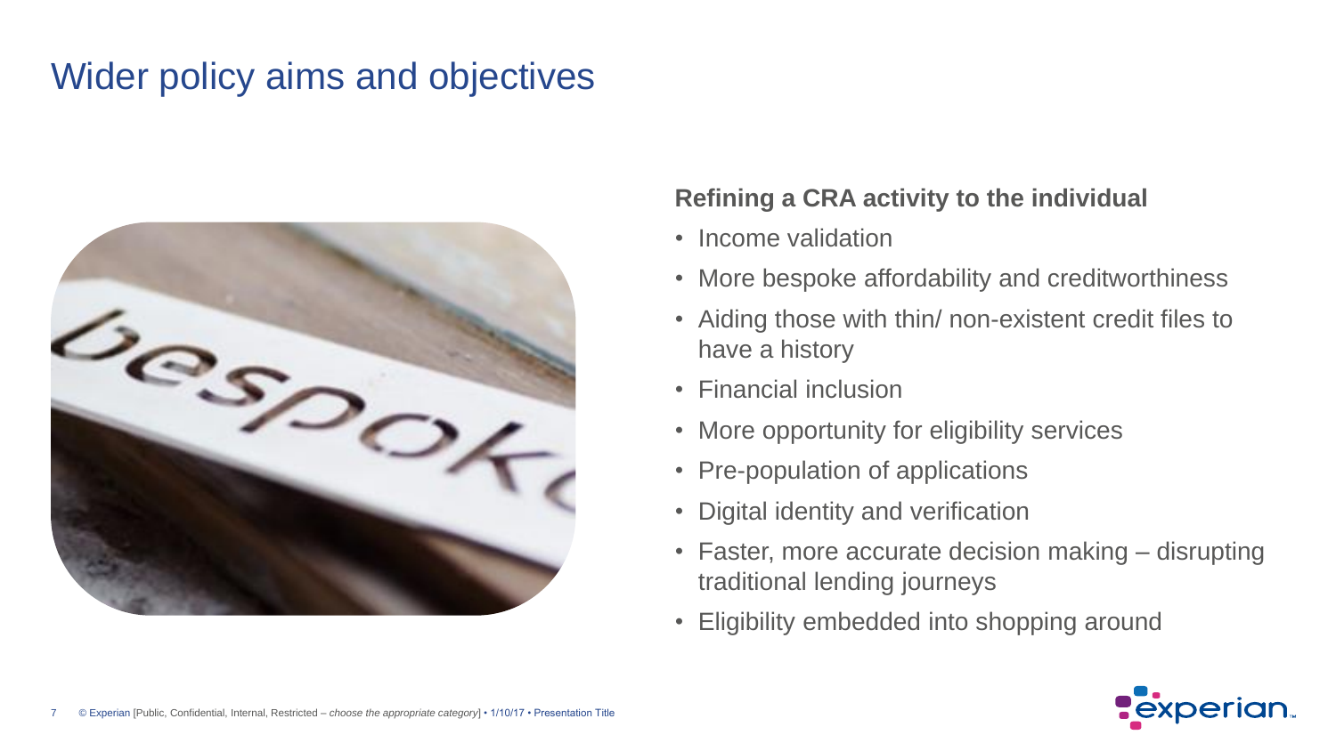# Wider policy aims and objectives

**Refining a CRA activity to the individual**

- Income validation
- More bespoke affordability and creditworthiness
- Aiding those with thin/ non-existent credit files to have a history
- Financial inclusion
- More opportunity for eligibility services
- Pre-population of applications
- Digital identity and verification
- Faster, more accurate decision making – disrupting traditional lending journeys
- Eligibility embedded into shopping around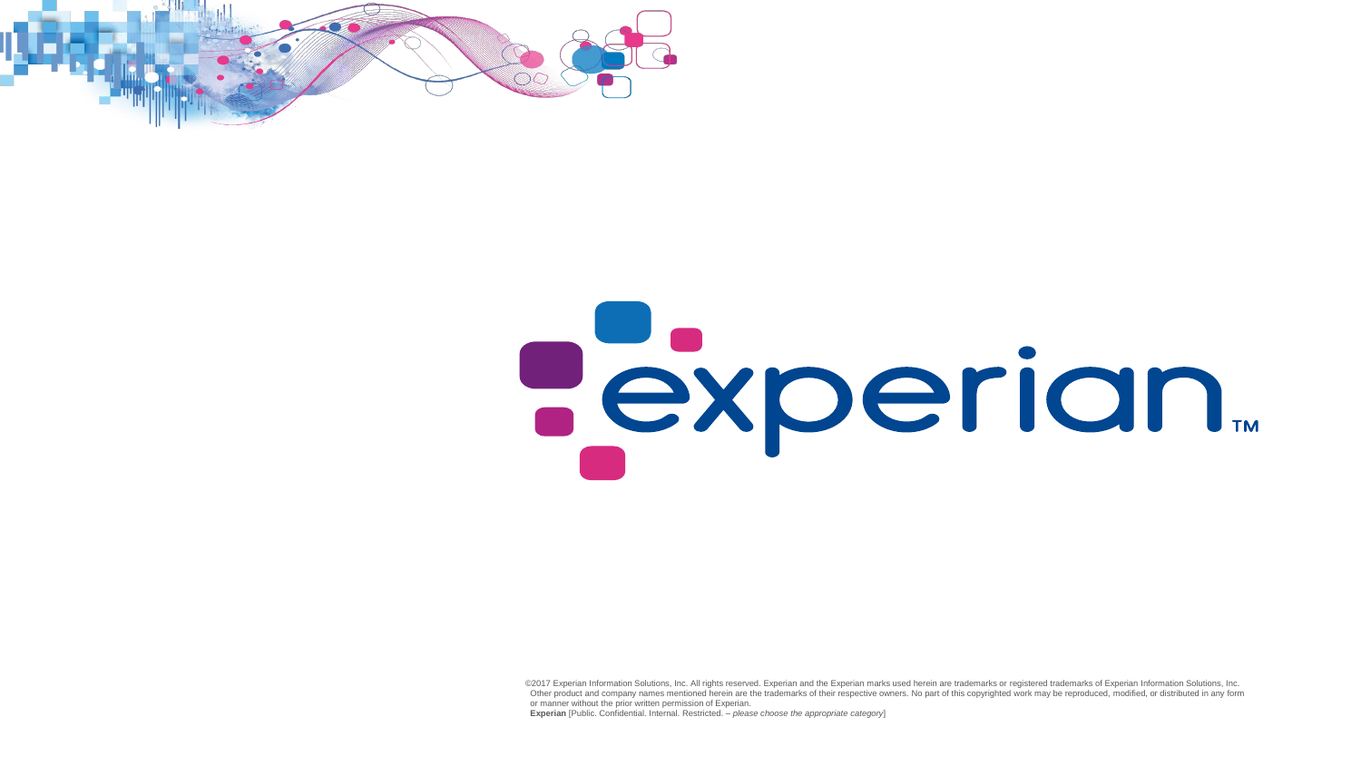©2017 Experian Information Solutions, Inc. All rights reserved. Experian and the Experian marks used herein are trademarks or registered trademarks of Experian Information Solutions, Inc. Other product and company names mentioned herein are the trademarks of their respective owners. No part of this copyrighted work may be reproduced, modified, or distributed in any form or manner without the prior written permission of Experian.

**Experian** [Public. Confidential. Internal. Restricted. – *please choose the appropriate category*]